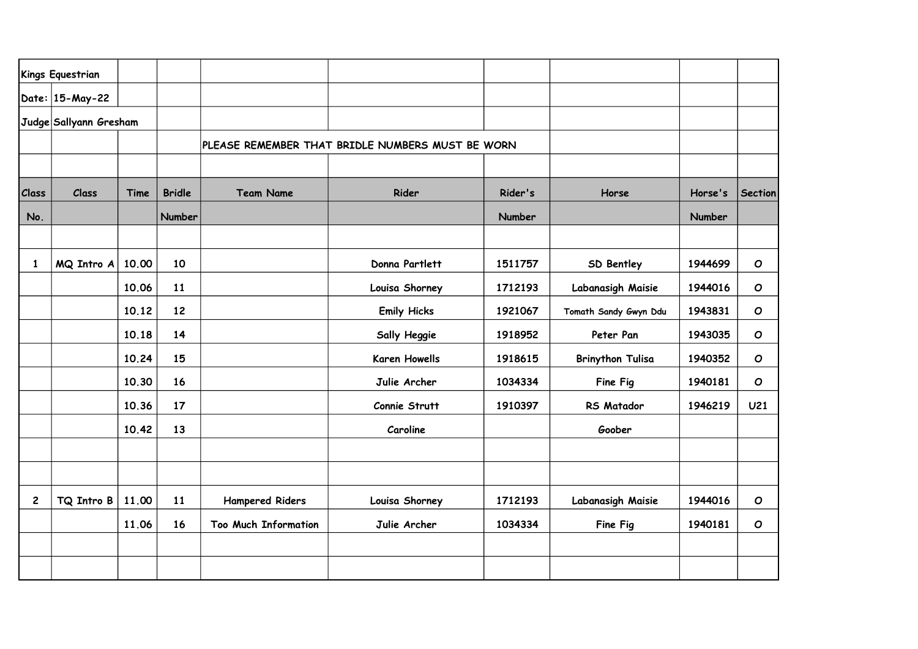Kings Equestrian

Date: 15-May-22

Judge Sallyann Gresham

PLEASE REMEMBER THAT BRIDLE NUMBERS MUST BE WORN

| Class No. | Class | Time | Bridle Number | Team Name | Rider | Rider's Number | Horse | Horse's Number | Section |
|---|---|---|---|---|---|---|---|---|---|
| 1 | MQ Intro A | 10.00 | 10 | | Donna Partlett | 1511757 | SD Bentley | 1944699 | O |
| | | 10.06 | 11 | | Louisa Shorney | 1712193 | Labanasigh Maisie | 1944016 | O |
| | | 10.12 | 12 | | Emily Hicks | 1921067 | Tomath Sandy Gwyn Ddu | 1943831 | O |
| | | 10.18 | 14 | | Sally Heggie | 1918952 | Peter Pan | 1943035 | O |
| | | 10.24 | 15 | | Karen Howells | 1918615 | Brinython Tulisa | 1940352 | O |
| | | 10.30 | 16 | | Julie Archer | 1034334 | Fine Fig | 1940181 | O |
| | | 10.36 | 17 | | Connie Strutt | 1910397 | RS Matador | 1946219 | U21 |
| | | 10.42 | 13 | | Caroline | | Goober | | |
| 2 | TQ Intro B | 11.00 | 11 | Hampered Riders | Louisa Shorney | 1712193 | Labanasigh Maisie | 1944016 | O |
| | | 11.06 | 16 | Too Much Information | Julie Archer | 1034334 | Fine Fig | 1940181 | O |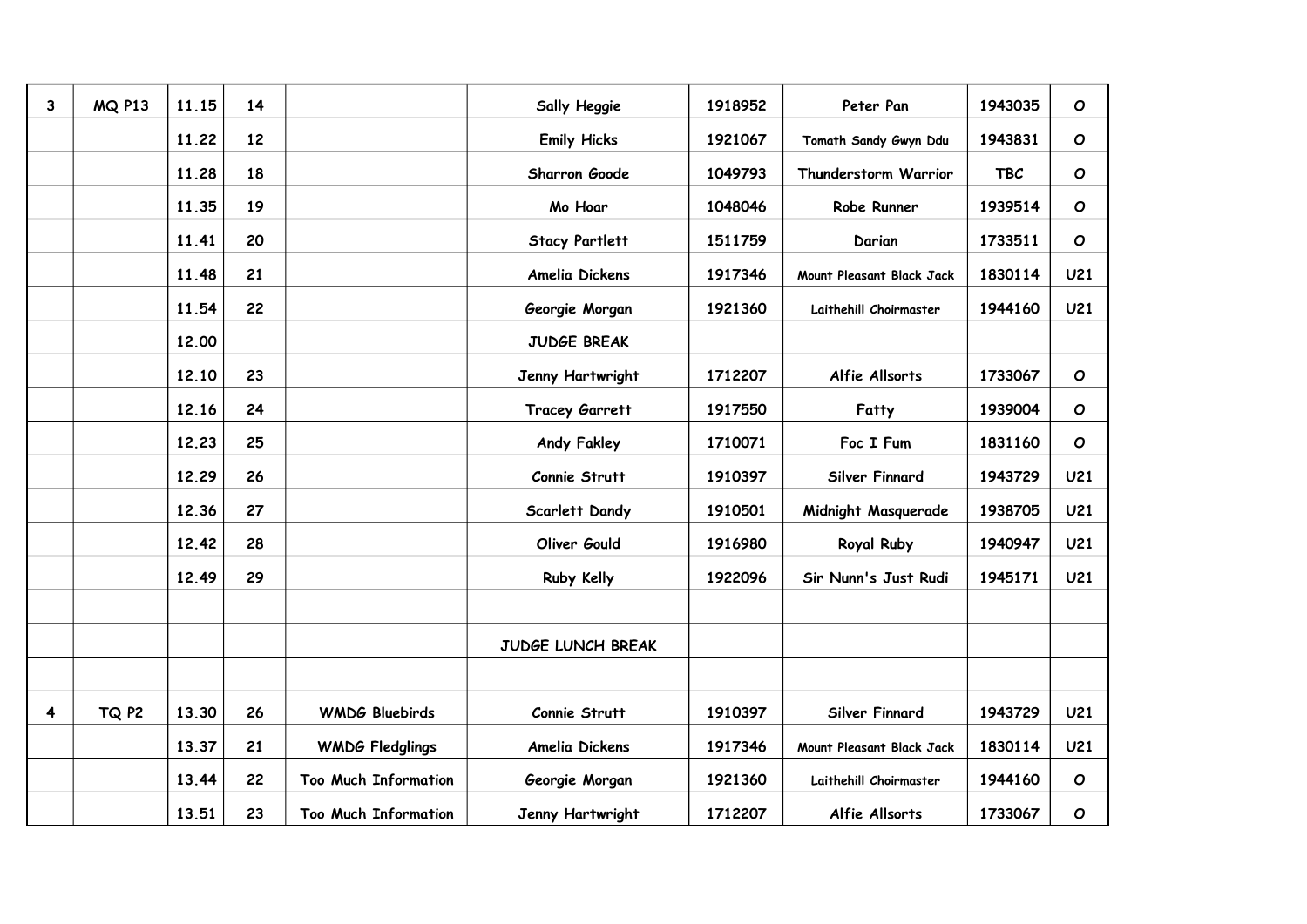| | | | | | | | | | |
|---|---|---|---|---|---|---|---|---|---|
| 3 | MQ P13 | 11.15 | 14 | | Sally Heggie | 1918952 | Peter Pan | 1943035 | O |
| | | 11.22 | 12 | | Emily Hicks | 1921067 | Tomath Sandy Gwyn Ddu | 1943831 | O |
| | | 11.28 | 18 | | Sharron Goode | 1049793 | Thunderstorm Warrior | TBC | O |
| | | 11.35 | 19 | | Mo Hoar | 1048046 | Robe Runner | 1939514 | O |
| | | 11.41 | 20 | | Stacy Partlett | 1511759 | Darian | 1733511 | O |
| | | 11.48 | 21 | | Amelia Dickens | 1917346 | Mount Pleasant Black Jack | 1830114 | U21 |
| | | 11.54 | 22 | | Georgie Morgan | 1921360 | Laithehill Choirmaster | 1944160 | U21 |
| | | 12.00 | | | JUDGE BREAK | | | | |
| | | 12.10 | 23 | | Jenny Hartwright | 1712207 | Alfie Allsorts | 1733067 | O |
| | | 12.16 | 24 | | Tracey Garrett | 1917550 | Fatty | 1939004 | O |
| | | 12.23 | 25 | | Andy Fakley | 1710071 | Foc I Fum | 1831160 | O |
| | | 12.29 | 26 | | Connie Strutt | 1910397 | Silver Finnard | 1943729 | U21 |
| | | 12.36 | 27 | | Scarlett Dandy | 1910501 | Midnight Masquerade | 1938705 | U21 |
| | | 12.42 | 28 | | Oliver Gould | 1916980 | Royal Ruby | 1940947 | U21 |
| | | 12.49 | 29 | | Ruby Kelly | 1922096 | Sir Nunn's Just Rudi | 1945171 | U21 |
| | | | | | | | | | |
| | | | | | JUDGE LUNCH BREAK | | | | |
| | | | | | | | | | |
| 4 | TQ P2 | 13.30 | 26 | WMDG Bluebirds | Connie Strutt | 1910397 | Silver Finnard | 1943729 | U21 |
| | | 13.37 | 21 | WMDG Fledglings | Amelia Dickens | 1917346 | Mount Pleasant Black Jack | 1830114 | U21 |
| | | 13.44 | 22 | Too Much Information | Georgie Morgan | 1921360 | Laithehill Choirmaster | 1944160 | O |
| | | 13.51 | 23 | Too Much Information | Jenny Hartwright | 1712207 | Alfie Allsorts | 1733067 | O |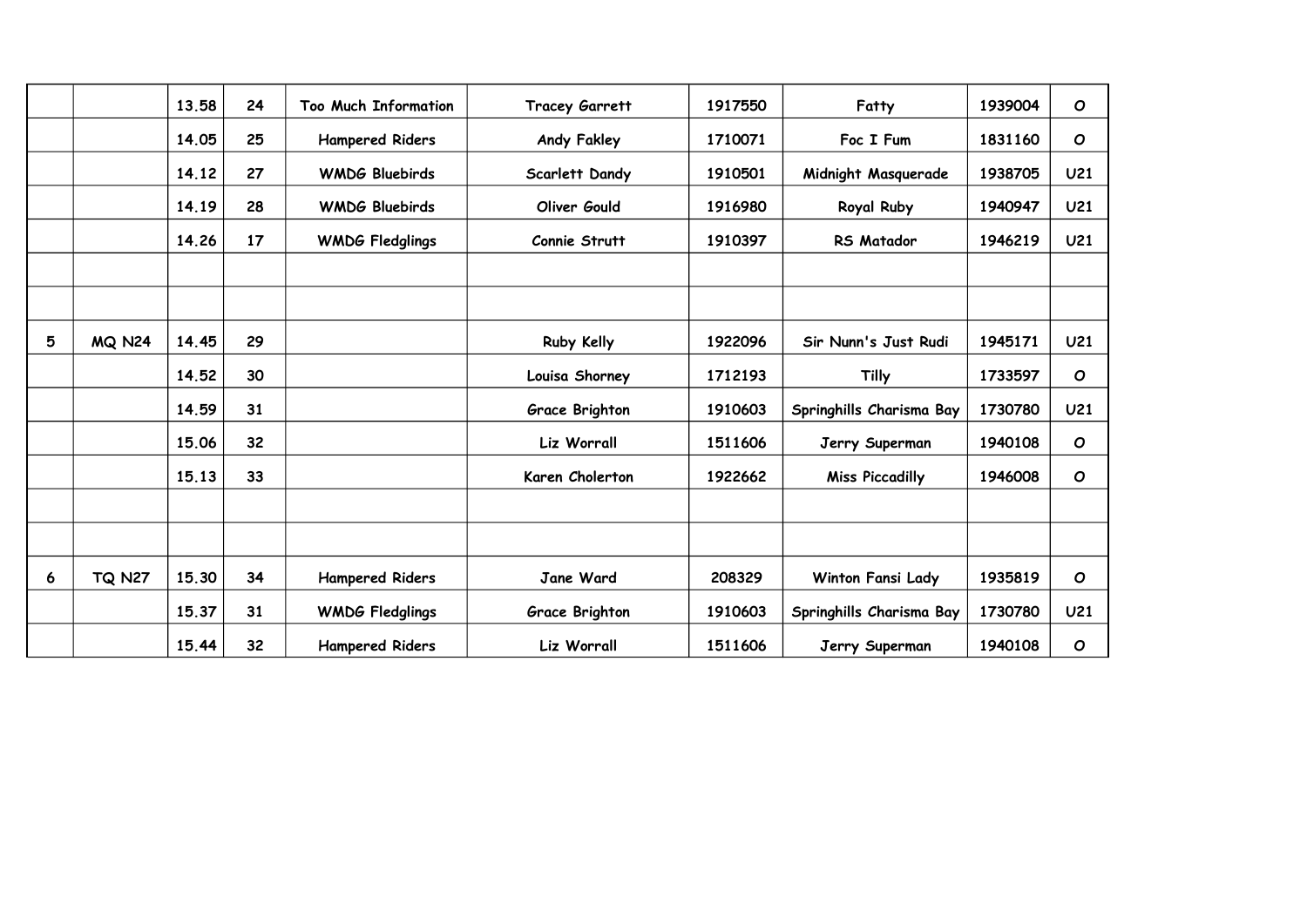| | | | | | | | | | |
|---|---|---|---|---|---|---|---|---|---|
| | | 13.58 | 24 | Too Much Information | Tracey Garrett | 1917550 | Fatty | 1939004 | O |
| | | 14.05 | 25 | Hampered Riders | Andy Fakley | 1710071 | Foc I Fum | 1831160 | O |
| | | 14.12 | 27 | WMDG Bluebirds | Scarlett Dandy | 1910501 | Midnight Masquerade | 1938705 | U21 |
| | | 14.19 | 28 | WMDG Bluebirds | Oliver Gould | 1916980 | Royal Ruby | 1940947 | U21 |
| | | 14.26 | 17 | WMDG Fledglings | Connie Strutt | 1910397 | RS Matador | 1946219 | U21 |
| | | | | | | | | | |
| | | | | | | | | | |
| 5 | MQ N24 | 14.45 | 29 | | Ruby Kelly | 1922096 | Sir Nunn's Just Rudi | 1945171 | U21 |
| | | 14.52 | 30 | | Louisa Shorney | 1712193 | Tilly | 1733597 | O |
| | | 14.59 | 31 | | Grace Brighton | 1910603 | Springhills Charisma Bay | 1730780 | U21 |
| | | 15.06 | 32 | | Liz Worrall | 1511606 | Jerry Superman | 1940108 | O |
| | | 15.13 | 33 | | Karen Cholerton | 1922662 | Miss Piccadilly | 1946008 | O |
| | | | | | | | | | |
| | | | | | | | | | |
| 6 | TQ N27 | 15.30 | 34 | Hampered Riders | Jane Ward | 208329 | Winton Fansi Lady | 1935819 | O |
| | | 15.37 | 31 | WMDG Fledglings | Grace Brighton | 1910603 | Springhills Charisma Bay | 1730780 | U21 |
| | | 15.44 | 32 | Hampered Riders | Liz Worrall | 1511606 | Jerry Superman | 1940108 | O |